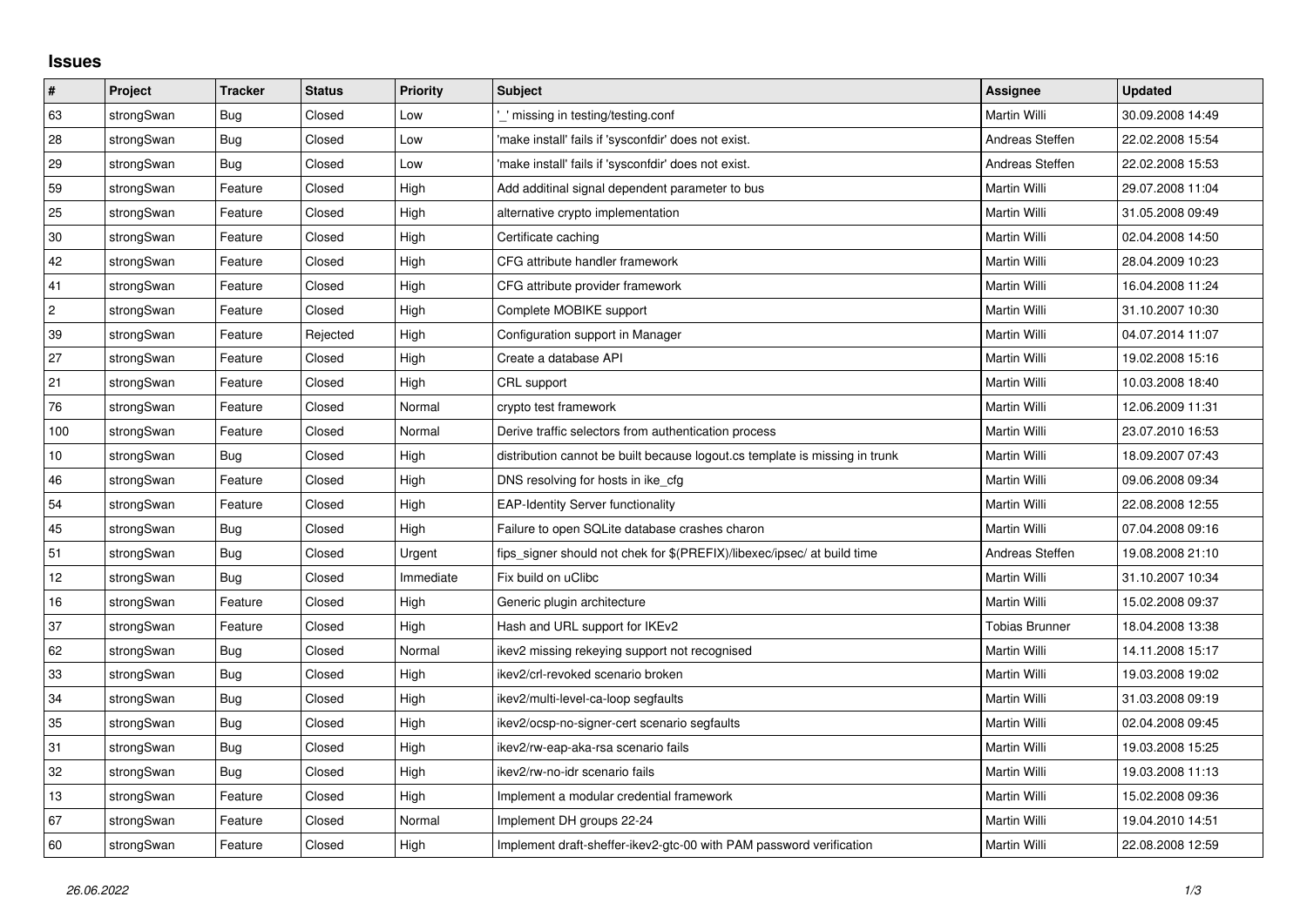## Issues

| # | Project | Tracker | Status | Priority | Subject | Assignee | Updated |
| --- | --- | --- | --- | --- | --- | --- | --- |
| 63 | strongSwan | Bug | Closed | Low | '_' missing in testing/testing.conf | Martin Willi | 30.09.2008 14:49 |
| 28 | strongSwan | Bug | Closed | Low | 'make install' fails if 'sysconfdir' does not exist. | Andreas Steffen | 22.02.2008 15:54 |
| 29 | strongSwan | Bug | Closed | Low | 'make install' fails if 'sysconfdir' does not exist. | Andreas Steffen | 22.02.2008 15:53 |
| 59 | strongSwan | Feature | Closed | High | Add additinal signal dependent parameter to bus | Martin Willi | 29.07.2008 11:04 |
| 25 | strongSwan | Feature | Closed | High | alternative crypto implementation | Martin Willi | 31.05.2008 09:49 |
| 30 | strongSwan | Feature | Closed | High | Certificate caching | Martin Willi | 02.04.2008 14:50 |
| 42 | strongSwan | Feature | Closed | High | CFG attribute handler framework | Martin Willi | 28.04.2009 10:23 |
| 41 | strongSwan | Feature | Closed | High | CFG attribute provider framework | Martin Willi | 16.04.2008 11:24 |
| 2 | strongSwan | Feature | Closed | High | Complete MOBIKE support | Martin Willi | 31.10.2007 10:30 |
| 39 | strongSwan | Feature | Rejected | High | Configuration support in Manager | Martin Willi | 04.07.2014 11:07 |
| 27 | strongSwan | Feature | Closed | High | Create a database API | Martin Willi | 19.02.2008 15:16 |
| 21 | strongSwan | Feature | Closed | High | CRL support | Martin Willi | 10.03.2008 18:40 |
| 76 | strongSwan | Feature | Closed | Normal | crypto test framework | Martin Willi | 12.06.2009 11:31 |
| 100 | strongSwan | Feature | Closed | Normal | Derive traffic selectors from authentication process | Martin Willi | 23.07.2010 16:53 |
| 10 | strongSwan | Bug | Closed | High | distribution cannot be built because logout.cs template is missing in trunk | Martin Willi | 18.09.2007 07:43 |
| 46 | strongSwan | Feature | Closed | High | DNS resolving for hosts in ike_cfg | Martin Willi | 09.06.2008 09:34 |
| 54 | strongSwan | Feature | Closed | High | EAP-Identity Server functionality | Martin Willi | 22.08.2008 12:55 |
| 45 | strongSwan | Bug | Closed | High | Failure to open SQLite database crashes charon | Martin Willi | 07.04.2008 09:16 |
| 51 | strongSwan | Bug | Closed | Urgent | fips_signer should not chek for $(PREFIX)/libexec/ipsec/ at build time | Andreas Steffen | 19.08.2008 21:10 |
| 12 | strongSwan | Bug | Closed | Immediate | Fix build on uClibc | Martin Willi | 31.10.2007 10:34 |
| 16 | strongSwan | Feature | Closed | High | Generic plugin architecture | Martin Willi | 15.02.2008 09:37 |
| 37 | strongSwan | Feature | Closed | High | Hash and URL support for IKEv2 | Tobias Brunner | 18.04.2008 13:38 |
| 62 | strongSwan | Bug | Closed | Normal | ikev2 missing rekeying support not recognised | Martin Willi | 14.11.2008 15:17 |
| 33 | strongSwan | Bug | Closed | High | ikev2/crl-revoked scenario broken | Martin Willi | 19.03.2008 19:02 |
| 34 | strongSwan | Bug | Closed | High | ikev2/multi-level-ca-loop segfaults | Martin Willi | 31.03.2008 09:19 |
| 35 | strongSwan | Bug | Closed | High | ikev2/ocsp-no-signer-cert scenario segfaults | Martin Willi | 02.04.2008 09:45 |
| 31 | strongSwan | Bug | Closed | High | ikev2/rw-eap-aka-rsa scenario fails | Martin Willi | 19.03.2008 15:25 |
| 32 | strongSwan | Bug | Closed | High | ikev2/rw-no-idr scenario fails | Martin Willi | 19.03.2008 11:13 |
| 13 | strongSwan | Feature | Closed | High | Implement a modular credential framework | Martin Willi | 15.02.2008 09:36 |
| 67 | strongSwan | Feature | Closed | Normal | Implement DH groups 22-24 | Martin Willi | 19.04.2010 14:51 |
| 60 | strongSwan | Feature | Closed | High | Implement draft-sheffer-ikev2-gtc-00 with PAM password verification | Martin Willi | 22.08.2008 12:59 |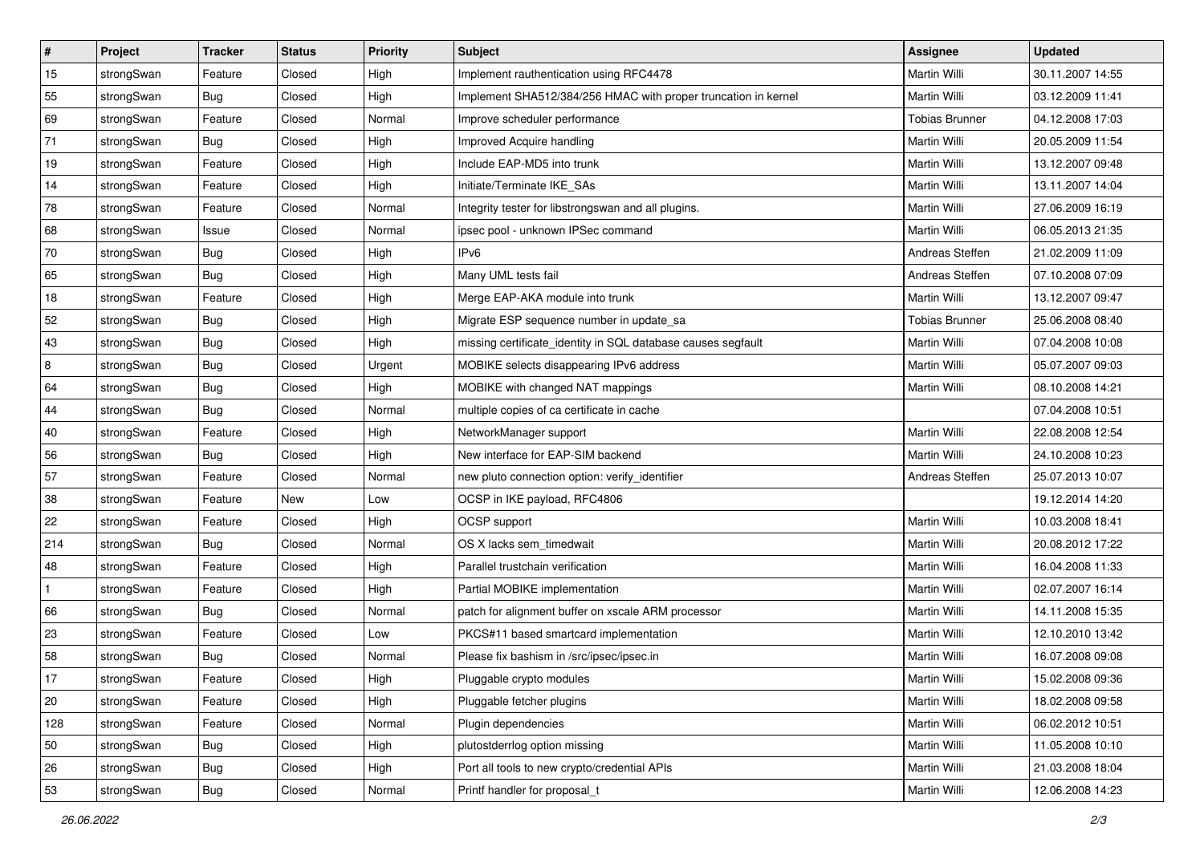| # | Project | Tracker | Status | Priority | Subject | Assignee | Updated |
|---|---|---|---|---|---|---|---|
| 15 | strongSwan | Feature | Closed | High | Implement rauthentication using RFC4478 | Martin Willi | 30.11.2007 14:55 |
| 55 | strongSwan | Bug | Closed | High | Implement SHA512/384/256 HMAC with proper truncation in kernel | Martin Willi | 03.12.2009 11:41 |
| 69 | strongSwan | Feature | Closed | Normal | Improve scheduler performance | Tobias Brunner | 04.12.2008 17:03 |
| 71 | strongSwan | Bug | Closed | High | Improved Acquire handling | Martin Willi | 20.05.2009 11:54 |
| 19 | strongSwan | Feature | Closed | High | Include EAP-MD5 into trunk | Martin Willi | 13.12.2007 09:48 |
| 14 | strongSwan | Feature | Closed | High | Initiate/Terminate IKE_SAs | Martin Willi | 13.11.2007 14:04 |
| 78 | strongSwan | Feature | Closed | Normal | Integrity tester for libstrongswan and all plugins. | Martin Willi | 27.06.2009 16:19 |
| 68 | strongSwan | Issue | Closed | Normal | ipsec pool - unknown IPSec command | Martin Willi | 06.05.2013 21:35 |
| 70 | strongSwan | Bug | Closed | High | IPv6 | Andreas Steffen | 21.02.2009 11:09 |
| 65 | strongSwan | Bug | Closed | High | Many UML tests fail | Andreas Steffen | 07.10.2008 07:09 |
| 18 | strongSwan | Feature | Closed | High | Merge EAP-AKA module into trunk | Martin Willi | 13.12.2007 09:47 |
| 52 | strongSwan | Bug | Closed | High | Migrate ESP sequence number in update_sa | Tobias Brunner | 25.06.2008 08:40 |
| 43 | strongSwan | Bug | Closed | High | missing certificate_identity in SQL database causes segfault | Martin Willi | 07.04.2008 10:08 |
| 8 | strongSwan | Bug | Closed | Urgent | MOBIKE selects disappearing IPv6 address | Martin Willi | 05.07.2007 09:03 |
| 64 | strongSwan | Bug | Closed | High | MOBIKE with changed NAT mappings | Martin Willi | 08.10.2008 14:21 |
| 44 | strongSwan | Bug | Closed | Normal | multiple copies of ca certificate in cache | | 07.04.2008 10:51 |
| 40 | strongSwan | Feature | Closed | High | NetworkManager support | Martin Willi | 22.08.2008 12:54 |
| 56 | strongSwan | Bug | Closed | High | New interface for EAP-SIM backend | Martin Willi | 24.10.2008 10:23 |
| 57 | strongSwan | Feature | Closed | Normal | new pluto connection option: verify_identifier | Andreas Steffen | 25.07.2013 10:07 |
| 38 | strongSwan | Feature | New | Low | OCSP in IKE payload, RFC4806 | | 19.12.2014 14:20 |
| 22 | strongSwan | Feature | Closed | High | OCSP support | Martin Willi | 10.03.2008 18:41 |
| 214 | strongSwan | Bug | Closed | Normal | OS X lacks sem_timedwait | Martin Willi | 20.08.2012 17:22 |
| 48 | strongSwan | Feature | Closed | High | Parallel trustchain verification | Martin Willi | 16.04.2008 11:33 |
| 1 | strongSwan | Feature | Closed | High | Partial MOBIKE implementation | Martin Willi | 02.07.2007 16:14 |
| 66 | strongSwan | Bug | Closed | Normal | patch for alignment buffer on xscale ARM processor | Martin Willi | 14.11.2008 15:35 |
| 23 | strongSwan | Feature | Closed | Low | PKCS#11 based smartcard implementation | Martin Willi | 12.10.2010 13:42 |
| 58 | strongSwan | Bug | Closed | Normal | Please fix bashism in /src/ipsec/ipsec.in | Martin Willi | 16.07.2008 09:08 |
| 17 | strongSwan | Feature | Closed | High | Pluggable crypto modules | Martin Willi | 15.02.2008 09:36 |
| 20 | strongSwan | Feature | Closed | High | Pluggable fetcher plugins | Martin Willi | 18.02.2008 09:58 |
| 128 | strongSwan | Feature | Closed | Normal | Plugin dependencies | Martin Willi | 06.02.2012 10:51 |
| 50 | strongSwan | Bug | Closed | High | plutostderrlog option missing | Martin Willi | 11.05.2008 10:10 |
| 26 | strongSwan | Bug | Closed | High | Port all tools to new crypto/credential APIs | Martin Willi | 21.03.2008 18:04 |
| 53 | strongSwan | Bug | Closed | Normal | Printf handler for proposal_t | Martin Willi | 12.06.2008 14:23 |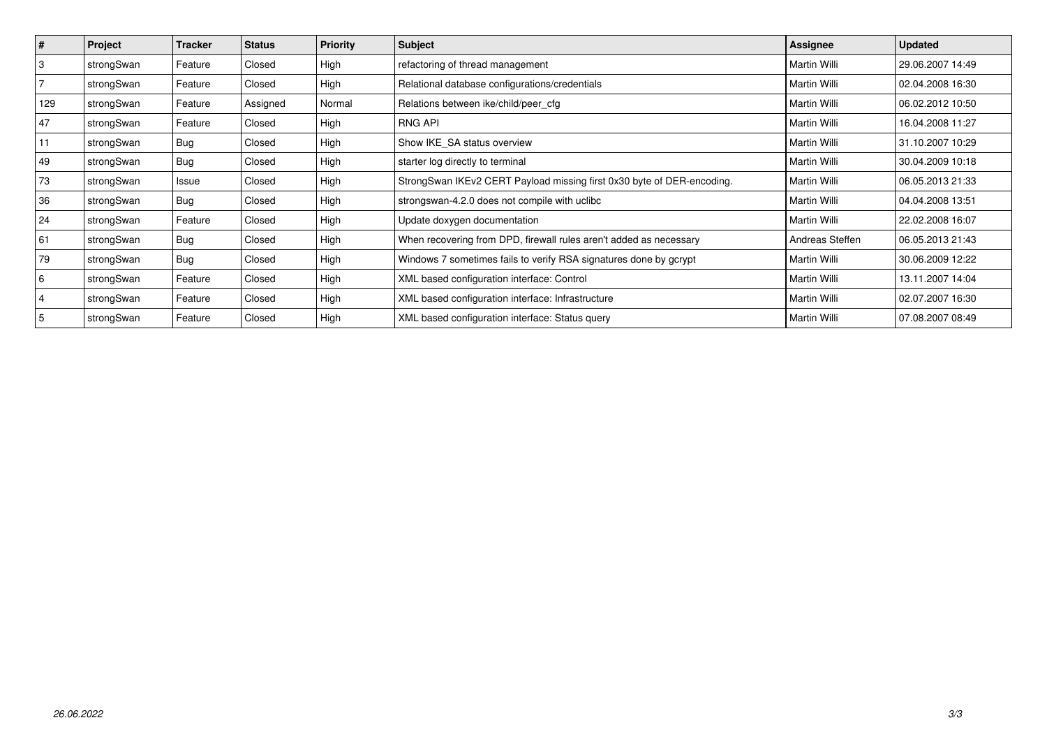| # | Project | Tracker | Status | Priority | Subject | Assignee | Updated |
|---|---|---|---|---|---|---|---|
| 3 | strongSwan | Feature | Closed | High | refactoring of thread management | Martin Willi | 29.06.2007 14:49 |
| 7 | strongSwan | Feature | Closed | High | Relational database configurations/credentials | Martin Willi | 02.04.2008 16:30 |
| 129 | strongSwan | Feature | Assigned | Normal | Relations between ike/child/peer_cfg | Martin Willi | 06.02.2012 10:50 |
| 47 | strongSwan | Feature | Closed | High | RNG API | Martin Willi | 16.04.2008 11:27 |
| 11 | strongSwan | Bug | Closed | High | Show IKE_SA status overview | Martin Willi | 31.10.2007 10:29 |
| 49 | strongSwan | Bug | Closed | High | starter log directly to terminal | Martin Willi | 30.04.2009 10:18 |
| 73 | strongSwan | Issue | Closed | High | StrongSwan IKEv2 CERT Payload missing first 0x30 byte of DER-encoding. | Martin Willi | 06.05.2013 21:33 |
| 36 | strongSwan | Bug | Closed | High | strongswan-4.2.0 does not compile with uclibc | Martin Willi | 04.04.2008 13:51 |
| 24 | strongSwan | Feature | Closed | High | Update doxygen documentation | Martin Willi | 22.02.2008 16:07 |
| 61 | strongSwan | Bug | Closed | High | When recovering from DPD, firewall rules aren't added as necessary | Andreas Steffen | 06.05.2013 21:43 |
| 79 | strongSwan | Bug | Closed | High | Windows 7 sometimes fails to verify RSA signatures done by gcrypt | Martin Willi | 30.06.2009 12:22 |
| 6 | strongSwan | Feature | Closed | High | XML based configuration interface: Control | Martin Willi | 13.11.2007 14:04 |
| 4 | strongSwan | Feature | Closed | High | XML based configuration interface: Infrastructure | Martin Willi | 02.07.2007 16:30 |
| 5 | strongSwan | Feature | Closed | High | XML based configuration interface: Status query | Martin Willi | 07.08.2007 08:49 |

*26.06.2022*